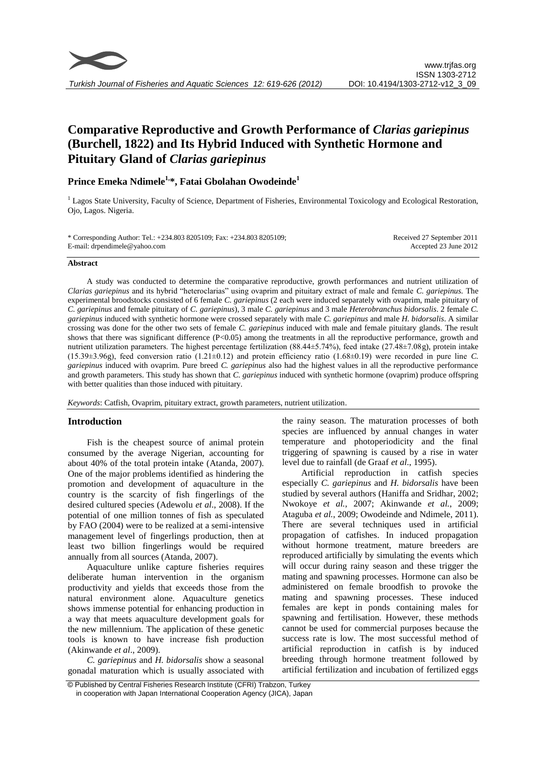# Comparative Reproductive and Growth Performance of *Clarias gariepinus* (Burchell, 1822) and Its Hybrid Induced with Synthetic Hormone and Pituitary Gland of *Clarias gariepinus*

**Prince Emeka Ndimele[1,]*, Fatai Gbolahan Owodeinde[1]**

[1] Lagos State University, Faculty of Science, Department of Fisheries, Environmental Toxicology and Ecological Restoration, Ojo, Lagos. Nigeria.

\* Corresponding Author: Tel.: +234.803 8205109; Fax: +234.803 8205109; E-mail: drpendimele@yahoo.com

Received 27 September 2011
Accepted 23 June 2012

## Abstract

A study was conducted to determine the comparative reproductive, growth performances and nutrient utilization of *Clarias gariepinus* and its hybrid "heteroclarias" using ovaprim and pituitary extract of male and female *C. gariepinus.* The experimental broodstocks consisted of 6 female *C. gariepinus* (2 each were induced separately with ovaprim, male pituitary of *C. gariepinus* and female pituitary of *C. gariepinus*), 3 male *C. gariepinus* and 3 male *Heterobranchus bidorsalis*. 2 female *C. gariepinus* induced with synthetic hormone were crossed separately with male *C. gariepinus* and male *H. bidorsalis*. A similar crossing was done for the other two sets of female *C. gariepinus* induced with male and female pituitary glands. The result shows that there was significant difference ($P<0.05$) among the treatments in all the reproductive performance, growth and nutrient utilization parameters. The highest percentage fertilization (88.44±5.74%), feed intake (27.48±7.08g), protein intake (15.39±3.96g), feed conversion ratio (1.21±0.12) and protein efficiency ratio (1.68±0.19) were recorded in pure line *C. gariepinus* induced with ovaprim. Pure breed *C. gariepinus* also had the highest values in all the reproductive performance and growth parameters. This study has shown that *C. gariepinus* induced with synthetic hormone (ovaprim) produce offspring with better qualities than those induced with pituitary.

*Keywords*: Catfish, Ovaprim, pituitary extract, growth parameters, nutrient utilization.

## Introduction

Fish is the cheapest source of animal protein consumed by the average Nigerian, accounting for about 40% of the total protein intake (Atanda, 2007). One of the major problems identified as hindering the promotion and development of aquaculture in the country is the scarcity of fish fingerlings of the desired cultured species (Adewolu *et al*., 2008). If the potential of one million tonnes of fish as speculated by FAO (2004) were to be realized at a semi-intensive management level of fingerlings production, then at least two billion fingerlings would be required annually from all sources (Atanda, 2007).

Aquaculture unlike capture fisheries requires deliberate human intervention in the organism productivity and yields that exceeds those from the natural environment alone. Aquaculture genetics shows immense potential for enhancing production in a way that meets aquaculture development goals for the new millennium. The application of these genetic tools is known to have increase fish production (Akinwande *et al*., 2009).

*C. gariepinus* and *H. bidorsalis* show a seasonal gonadal maturation which is usually associated with the rainy season. The maturation processes of both species are influenced by annual changes in water temperature and photoperiodicity and the final triggering of spawning is caused by a rise in water level due to rainfall (de Graaf *et al*., 1995).

Artificial reproduction in catfish species especially *C. gariepinus* and *H. bidorsalis* have been studied by several authors (Haniffa and Sridhar, 2002; Nwokoye *et al.*, 2007; Akinwande *et al.*, 2009; Ataguba *et al.*, 2009; Owodeinde and Ndimele, 2011). There are several techniques used in artificial propagation of catfishes. In induced propagation without hormone treatment, mature breeders are reproduced artificially by simulating the events which will occur during rainy season and these trigger the mating and spawning processes. Hormone can also be administered on female broodfish to provoke the mating and spawning processes. These induced females are kept in ponds containing males for spawning and fertilisation. However, these methods cannot be used for commercial purposes because the success rate is low. The most successful method of artificial reproduction in catfish is by induced breeding through hormone treatment followed by artificial fertilization and incubation of fertilized eggs

© Published by Central Fisheries Research Institute (CFRI) Trabzon, Turkey in cooperation with Japan International Cooperation Agency (JICA), Japan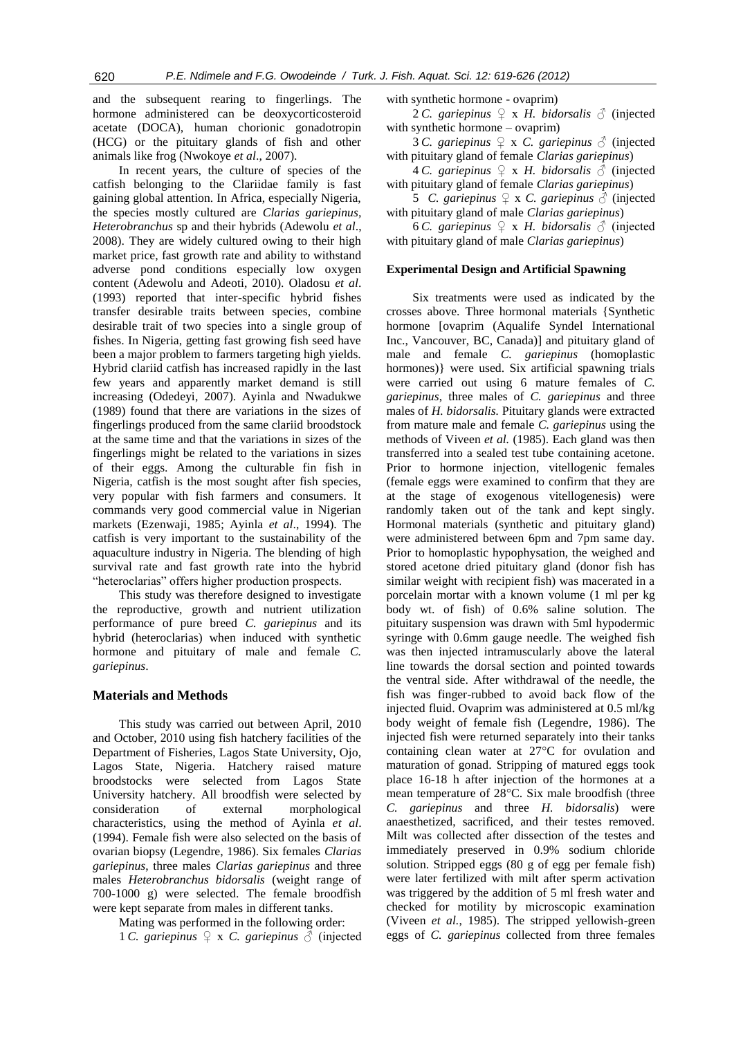and the subsequent rearing to fingerlings. The hormone administered can be deoxycorticosteroid acetate (DOCA), human chorionic gonadotropin (HCG) or the pituitary glands of fish and other animals like frog (Nwokoye *et al*., 2007).

In recent years, the culture of species of the catfish belonging to the Clariidae family is fast gaining global attention. In Africa, especially Nigeria, the species mostly cultured are *Clarias gariepinus*, *Heterobranchus* sp and their hybrids (Adewolu *et al*., 2008). They are widely cultured owing to their high market price, fast growth rate and ability to withstand adverse pond conditions especially low oxygen content (Adewolu and Adeoti, 2010). Oladosu *et al*. (1993) reported that inter-specific hybrid fishes transfer desirable traits between species, combine desirable trait of two species into a single group of fishes. In Nigeria, getting fast growing fish seed have been a major problem to farmers targeting high yields. Hybrid clariid catfish has increased rapidly in the last few years and apparently market demand is still increasing (Odedeyi, 2007). Ayinla and Nwadukwe (1989) found that there are variations in the sizes of fingerlings produced from the same clariid broodstock at the same time and that the variations in sizes of the fingerlings might be related to the variations in sizes of their eggs. Among the culturable fin fish in Nigeria, catfish is the most sought after fish species, very popular with fish farmers and consumers. It commands very good commercial value in Nigerian markets (Ezenwaji, 1985; Ayinla *et al*., 1994). The catfish is very important to the sustainability of the aquaculture industry in Nigeria. The blending of high survival rate and fast growth rate into the hybrid "heteroclarias" offers higher production prospects.

This study was therefore designed to investigate the reproductive, growth and nutrient utilization performance of pure breed *C. gariepinus* and its hybrid (heteroclarias) when induced with synthetic hormone and pituitary of male and female *C. gariepinus*.

## Materials and Methods

This study was carried out between April, 2010 and October, 2010 using fish hatchery facilities of the Department of Fisheries, Lagos State University, Ojo, Lagos State, Nigeria. Hatchery raised mature broodstocks were selected from Lagos State University hatchery. All broodfish were selected by consideration of external morphological characteristics, using the method of Ayinla *et al*. (1994). Female fish were also selected on the basis of ovarian biopsy (Legendre, 1986). Six females *Clarias gariepinus*, three males *Clarias gariepinus* and three males *Heterobranchus bidorsalis* (weight range of 700-1000 g) were selected. The female broodfish were kept separate from males in different tanks.

Mating was performed in the following order:

1 *C. gariepinus* ♀ x *C. gariepinus* ♂ (injected with synthetic hormone - ovaprim)

2 *C. gariepinus* ♀ x *H. bidorsalis* ♂ (injected with synthetic hormone – ovaprim)

3 *C. gariepinus* ♀ x *C. gariepinus* ♂ (injected with pituitary gland of female *Clarias gariepinus*)

4 *C. gariepinus* ♀ x *H. bidorsalis* ♂ (injected with pituitary gland of female *Clarias gariepinus*)

5 *C. gariepinus* ♀ x *C. gariepinus* ♂ (injected with pituitary gland of male *Clarias gariepinus*)

6 *C. gariepinus* ♀ x *H. bidorsalis* ♂ (injected with pituitary gland of male *Clarias gariepinus*)

### Experimental Design and Artificial Spawning

Six treatments were used as indicated by the crosses above. Three hormonal materials {Synthetic hormone [ovaprim (Aqualife Syndel International Inc., Vancouver, BC, Canada)] and pituitary gland of male and female *C. gariepinus* (homoplastic hormones)} were used. Six artificial spawning trials were carried out using 6 mature females of *C. gariepinus*, three males of *C. gariepinus* and three males of *H. bidorsalis*. Pituitary glands were extracted from mature male and female *C. gariepinus* using the methods of Viveen *et al.* (1985). Each gland was then transferred into a sealed test tube containing acetone. Prior to hormone injection, vitellogenic females (female eggs were examined to confirm that they are at the stage of exogenous vitellogenesis) were randomly taken out of the tank and kept singly. Hormonal materials (synthetic and pituitary gland) were administered between 6pm and 7pm same day. Prior to homoplastic hypophysation, the weighed and stored acetone dried pituitary gland (donor fish has similar weight with recipient fish) was macerated in a porcelain mortar with a known volume (1 ml per kg body wt. of fish) of 0.6% saline solution. The pituitary suspension was drawn with 5ml hypodermic syringe with 0.6mm gauge needle. The weighed fish was then injected intramuscularly above the lateral line towards the dorsal section and pointed towards the ventral side. After withdrawal of the needle, the fish was finger-rubbed to avoid back flow of the injected fluid. Ovaprim was administered at 0.5 ml/kg body weight of female fish (Legendre, 1986). The injected fish were returned separately into their tanks containing clean water at 27°C for ovulation and maturation of gonad. Stripping of matured eggs took place 16-18 h after injection of the hormones at a mean temperature of 28°C. Six male broodfish (three *C. gariepinus* and three *H. bidorsalis*) were anaesthetized, sacrificed, and their testes removed. Milt was collected after dissection of the testes and immediately preserved in 0.9% sodium chloride solution. Stripped eggs (80 g of egg per female fish) were later fertilized with milt after sperm activation was triggered by the addition of 5 ml fresh water and checked for motility by microscopic examination (Viveen *et al.*, 1985). The stripped yellowish-green eggs of *C. gariepinus* collected from three females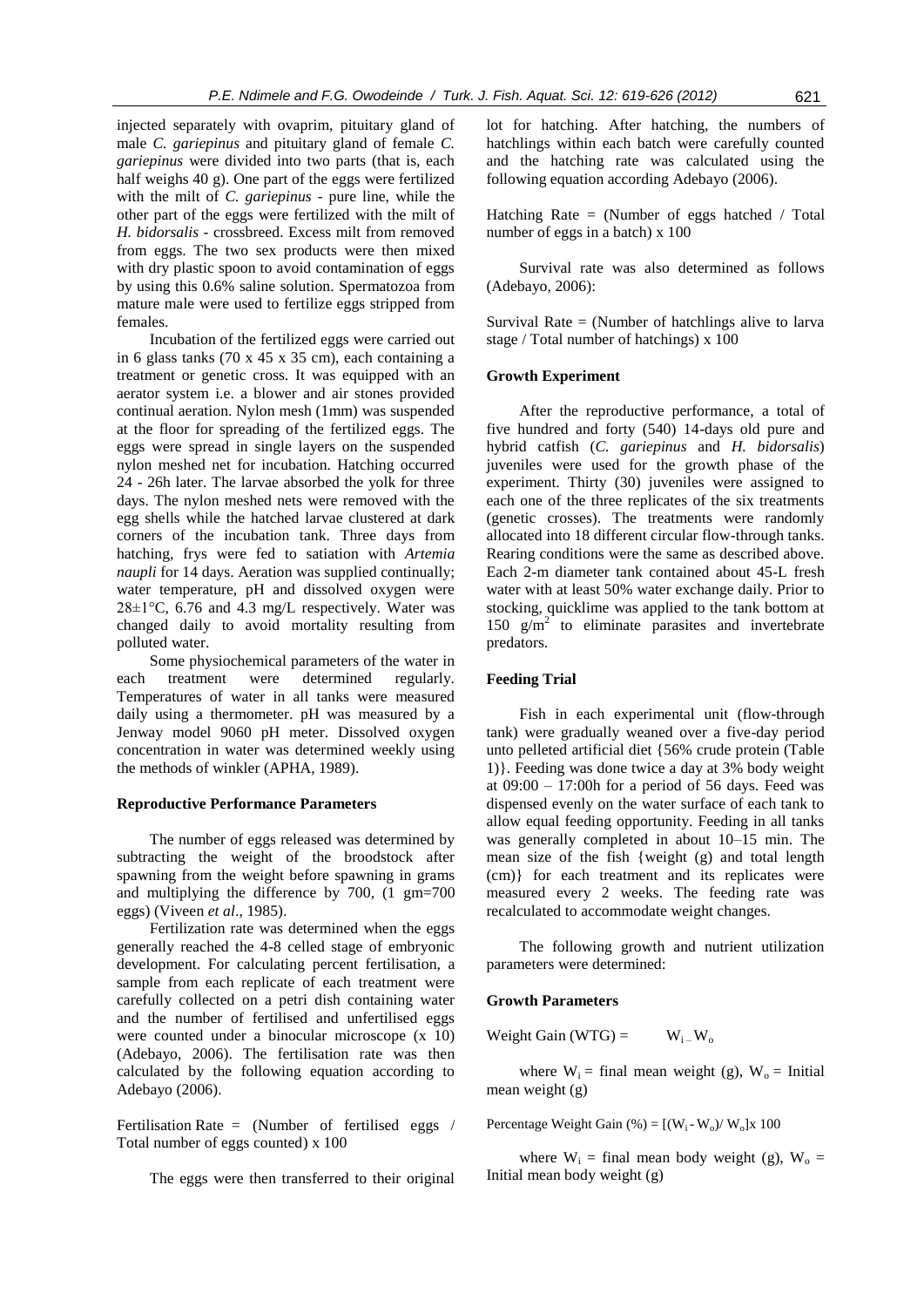injected separately with ovaprim, pituitary gland of male *C. gariepinus* and pituitary gland of female *C. gariepinus* were divided into two parts (that is, each half weighs 40 g). One part of the eggs were fertilized with the milt of *C. gariepinus* - pure line, while the other part of the eggs were fertilized with the milt of *H. bidorsalis* - crossbreed. Excess milt from removed from eggs. The two sex products were then mixed with dry plastic spoon to avoid contamination of eggs by using this 0.6% saline solution. Spermatozoa from mature male were used to fertilize eggs stripped from females.

Incubation of the fertilized eggs were carried out in 6 glass tanks (70 x 45 x 35 cm), each containing a treatment or genetic cross. It was equipped with an aerator system i.e. a blower and air stones provided continual aeration. Nylon mesh (1mm) was suspended at the floor for spreading of the fertilized eggs. The eggs were spread in single layers on the suspended nylon meshed net for incubation. Hatching occurred 24 - 26h later. The larvae absorbed the yolk for three days. The nylon meshed nets were removed with the egg shells while the hatched larvae clustered at dark corners of the incubation tank. Three days from hatching, frys were fed to satiation with *Artemia naupli* for 14 days. Aeration was supplied continually; water temperature, pH and dissolved oxygen were 28±1°C, 6.76 and 4.3 mg/L respectively. Water was changed daily to avoid mortality resulting from polluted water.

Some physiochemical parameters of the water in each treatment were determined regularly. Temperatures of water in all tanks were measured daily using a thermometer. pH was measured by a Jenway model 9060 pH meter. Dissolved oxygen concentration in water was determined weekly using the methods of winkler (APHA, 1989).

#### Reproductive Performance Parameters

The number of eggs released was determined by subtracting the weight of the broodstock after spawning from the weight before spawning in grams and multiplying the difference by 700, (1 gm=700 eggs) (Viveen *et al*., 1985).

Fertilization rate was determined when the eggs generally reached the 4-8 celled stage of embryonic development. For calculating percent fertilisation, a sample from each replicate of each treatment were carefully collected on a petri dish containing water and the number of fertilised and unfertilised eggs were counted under a binocular microscope (x 10) (Adebayo, 2006). The fertilisation rate was then calculated by the following equation according to Adebayo (2006).

Fertilisation Rate = (Number of fertilised eggs / Total number of eggs counted) x 100

The eggs were then transferred to their original lot for hatching. After hatching, the numbers of hatchlings within each batch were carefully counted and the hatching rate was calculated using the following equation according Adebayo (2006).

Hatching Rate = (Number of eggs hatched / Total number of eggs in a batch) x 100

Survival rate was also determined as follows (Adebayo, 2006):

Survival Rate = (Number of hatchlings alive to larva stage / Total number of hatchings) x 100

#### Growth Experiment

After the reproductive performance, a total of five hundred and forty (540) 14-days old pure and hybrid catfish (*C. gariepinus* and *H. bidorsalis*) juveniles were used for the growth phase of the experiment. Thirty (30) juveniles were assigned to each one of the three replicates of the six treatments (genetic crosses). The treatments were randomly allocated into 18 different circular flow-through tanks. Rearing conditions were the same as described above. Each 2-m diameter tank contained about 45-L fresh water with at least 50% water exchange daily. Prior to stocking, quicklime was applied to the tank bottom at 150 $g/m^2$ to eliminate parasites and invertebrate predators.

#### Feeding Trial

Fish in each experimental unit (flow-through tank) were gradually weaned over a five-day period unto pelleted artificial diet {56% crude protein (Table 1)}. Feeding was done twice a day at 3% body weight at 09:00 – 17:00h for a period of 56 days. Feed was dispensed evenly on the water surface of each tank to allow equal feeding opportunity. Feeding in all tanks was generally completed in about 10–15 min. The mean size of the fish {weight (g) and total length (cm)} for each treatment and its replicates were measured every 2 weeks. The feeding rate was recalculated to accommodate weight changes.

The following growth and nutrient utilization parameters were determined:

#### Growth Parameters

Weight Gain (WTG) = $W_i - W_o$

where $W_i$ = final mean weight (g), $W_o$ = Initial mean weight (g)

Percentage Weight Gain (%) = $[(W_i - W_o)/ W_o] \times 100$

where $W_i$ = final mean body weight (g), $W_o$ = Initial mean body weight (g)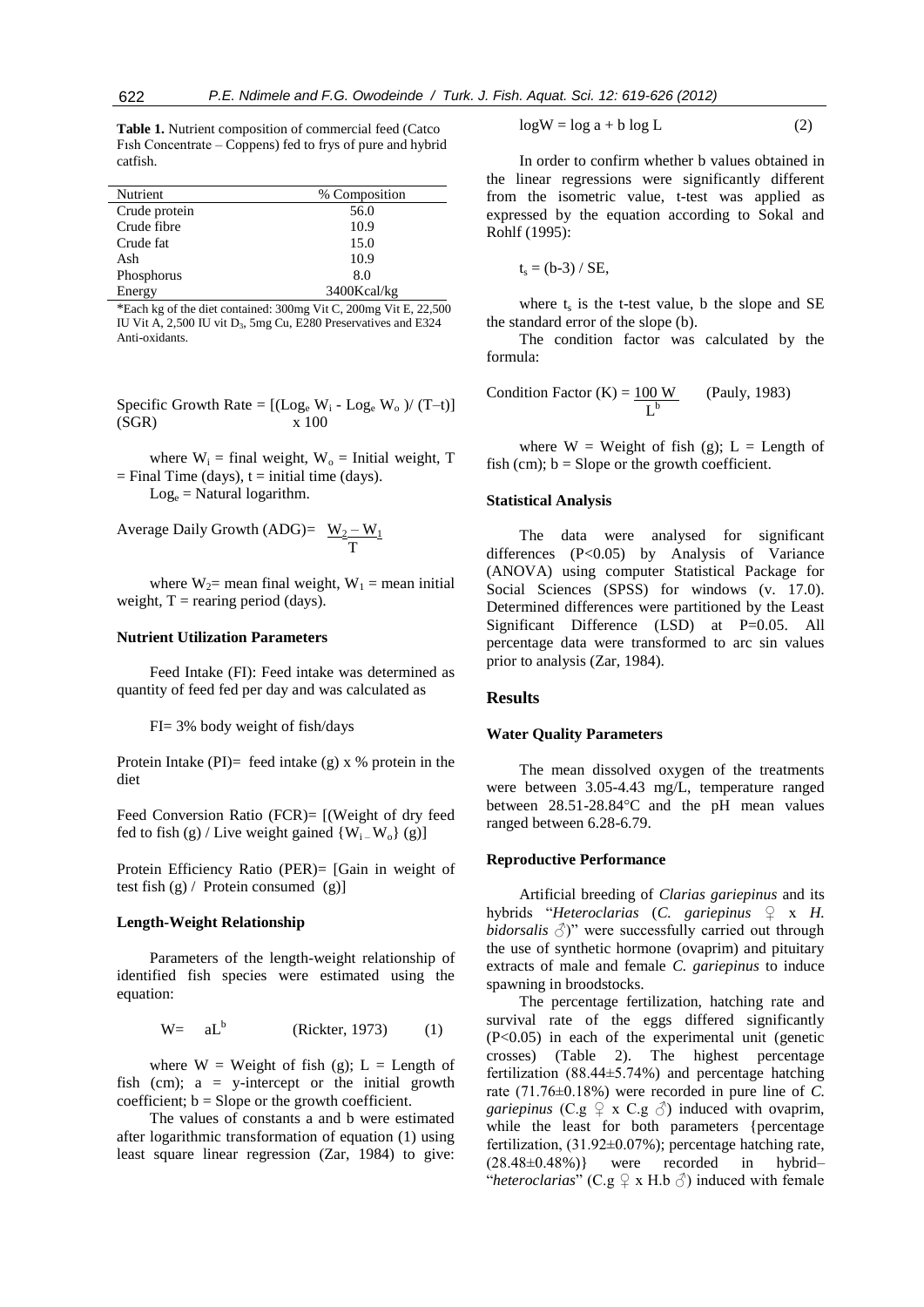**Table 1.** Nutrient composition of commercial feed (Catco Fısh Concentrate – Coppens) fed to frys of pure and hybrid catfish.

| Nutrient | % Composition |
|---|---|
| Crude protein | 56.0 |
| Crude fibre | 10.9 |
| Crude fat | 15.0 |
| Ash | 10.9 |
| Phosphorus | 8.0 |
| Energy | 3400Kcal/kg |

*Each kg of the diet contained: 300mg Vit C, 200mg Vit E, 22,500 IU Vit A, 2,500 IU vit $D_3$, 5mg Cu, E280 Preservatives and E324 Anti-oxidants.

Specific Growth Rate (SGR) $= [(\text{Log}_e\ W_i - \text{Log}_e\ W_o)/(T–t)] \times 100$

where $W_i$ = final weight, $W_o$ = Initial weight, T = Final Time (days), t = initial time (days).

$\text{Log}_e$ = Natural logarithm.

Average Daily Growth (ADG)= $\frac{W_2 - W_1}{T}$

where $W_2$= mean final weight, $W_1$ = mean initial weight, T = rearing period (days).

### Nutrient Utilization Parameters

Feed Intake (FI): Feed intake was determined as quantity of feed fed per day and was calculated as

FI= 3% body weight of fish/days

Protein Intake (PI)= feed intake (g) x % protein in the diet

Feed Conversion Ratio (FCR)= [(Weight of dry feed fed to fish (g) / Live weight gained $\{W_i - W_o\}$ (g)]

Protein Efficiency Ratio (PER)= [Gain in weight of test fish (g) / Protein consumed (g)]

### Length-Weight Relationship

Parameters of the length-weight relationship of identified fish species were estimated using the equation:

$$W = aL^b \quad \text{(Rickter, 1973)} \qquad (1)$$

where W = Weight of fish (g); L = Length of fish (cm); a = y-intercept or the initial growth coefficient; b = Slope or the growth coefficient.

The values of constants a and b were estimated after logarithmic transformation of equation (1) using least square linear regression (Zar, 1984) to give:

$$\log W = \log a + b \log L \qquad (2)$$

In order to confirm whether b values obtained in the linear regressions were significantly different from the isometric value, t-test was applied as expressed by the equation according to Sokal and Rohlf (1995):

$$t_s = (b-3) / SE,$$

where $t_s$ is the t-test value, b the slope and SE the standard error of the slope (b).

The condition factor was calculated by the formula:

$$\text{Condition Factor (K)} = \frac{100\ W}{L^b} \quad \text{(Pauly, 1983)}$$

where W = Weight of fish (g); L = Length of fish (cm); b = Slope or the growth coefficient.

### Statistical Analysis

The data were analysed for significant differences ($P<0.05$) by Analysis of Variance (ANOVA) using computer Statistical Package for Social Sciences (SPSS) for windows (v. 17.0). Determined differences were partitioned by the Least Significant Difference (LSD) at P=0.05. All percentage data were transformed to arc sin values prior to analysis (Zar, 1984).

## Results

### Water Quality Parameters

The mean dissolved oxygen of the treatments were between 3.05-4.43 mg/L, temperature ranged between 28.51-28.84°C and the pH mean values ranged between 6.28-6.79.

### Reproductive Performance

Artificial breeding of *Clarias gariepinus* and its hybrids "*Heteroclarias* (*C. gariepinus* ♀ x *H. bidorsalis* ♂)" were successfully carried out through the use of synthetic hormone (ovaprim) and pituitary extracts of male and female *C. gariepinus* to induce spawning in broodstocks.

The percentage fertilization, hatching rate and survival rate of the eggs differed significantly ($P<0.05$) in each of the experimental unit (genetic crosses) (Table 2). The highest percentage fertilization (88.44±5.74%) and percentage hatching rate (71.76±0.18%) were recorded in pure line of *C. gariepinus* (C.g ♀ x C.g ♂) induced with ovaprim, while the least for both parameters {percentage fertilization, (31.92±0.07%); percentage hatching rate, (28.48±0.48%)} were recorded in hybrid– "*heteroclarias*" (C.g ♀ x H.b ♂) induced with female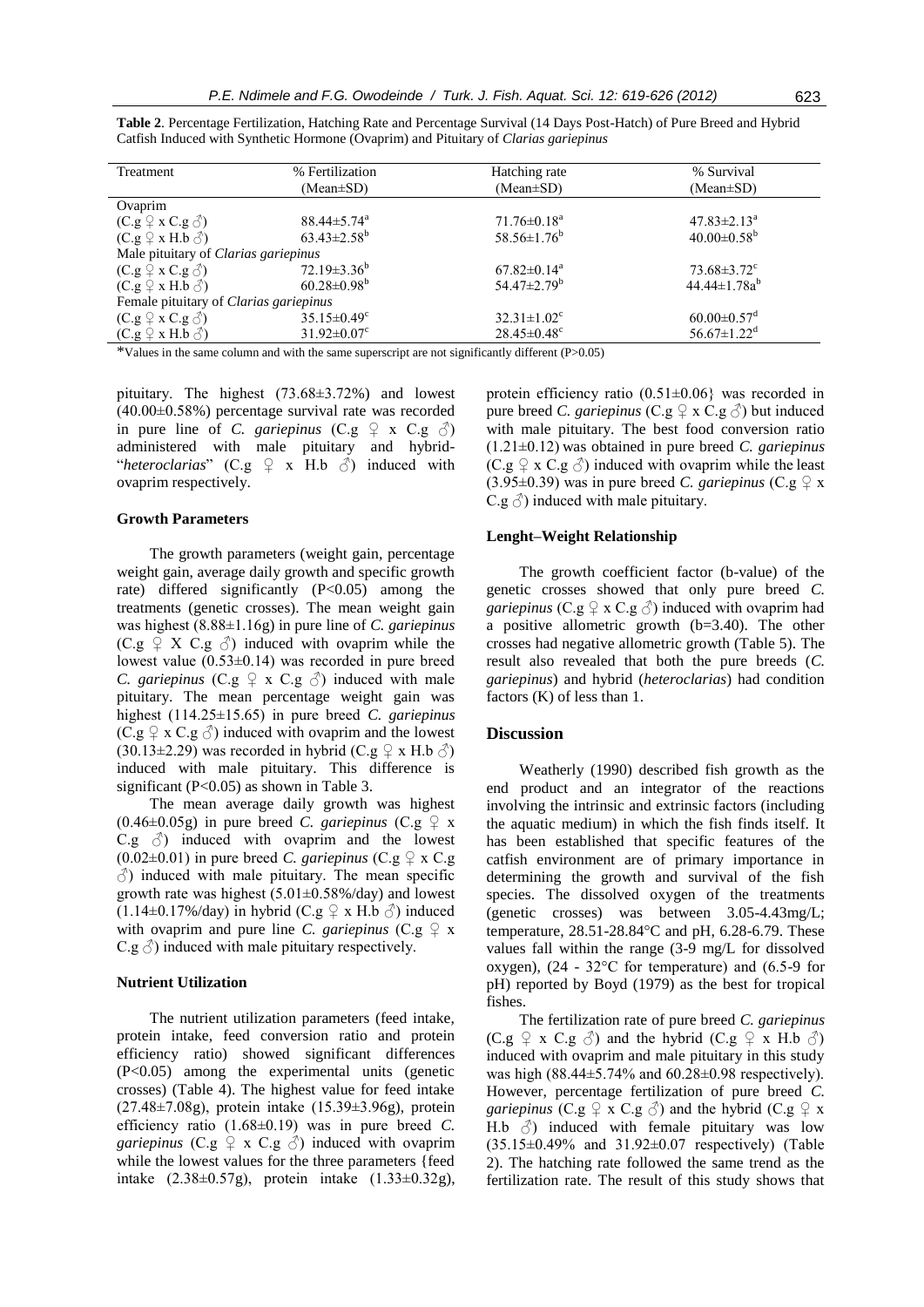**Table 2**. Percentage Fertilization, Hatching Rate and Percentage Survival (14 Days Post-Hatch) of Pure Breed and Hybrid Catfish Induced with Synthetic Hormone (Ovaprim) and Pituitary of *Clarias gariepinus*

| Treatment | % Fertilization (Mean±SD) | Hatching rate (Mean±SD) | % Survival (Mean±SD) |
|---|---|---|---|
| Ovaprim | | | |
| (C.g ♀ x C.g ♂) | 88.44±5.74[a] | 71.76±0.18[a] | 47.83±2.13[a] |
| (C.g ♀ x H.b ♂) | 63.43±2.58[b] | 58.56±1.76[b] | 40.00±0.58[b] |
| Male pituitary of *Clarias gariepinus* | | | |
| (C.g ♀ x C.g ♂) | 72.19±3.36[b] | 67.82±0.14[a] | 73.68±3.72[c] |
| (C.g ♀ x H.b ♂) | 60.28±0.98[b] | 54.47±2.79[b] | 44.44±1.78a[b] |
| Female pituitary of *Clarias gariepinus* | | | |
| (C.g ♀ x C.g ♂) | 35.15±0.49[c] | 32.31±1.02[c] | 60.00±0.57[d] |
| (C.g ♀ x H.b ♂) | 31.92±0.07[c] | 28.45±0.48[c] | 56.67±1.22[d] |

*Values in the same column and with the same superscript are not significantly different (P>0.05)

pituitary. The highest (73.68±3.72%) and lowest (40.00±0.58%) percentage survival rate was recorded in pure line of *C. gariepinus* (C.g ♀ x C.g ♂) administered with male pituitary and hybrid-"*heteroclarias*" (C.g ♀ x H.b ♂) induced with ovaprim respectively.

### Growth Parameters

The growth parameters (weight gain, percentage weight gain, average daily growth and specific growth rate) differed significantly (P<0.05) among the treatments (genetic crosses). The mean weight gain was highest (8.88±1.16g) in pure line of *C. gariepinus* (C.g ♀ X C.g ♂) induced with ovaprim while the lowest value (0.53±0.14) was recorded in pure breed *C. gariepinus* (C.g ♀ x C.g ♂) induced with male pituitary. The mean percentage weight gain was highest (114.25±15.65) in pure breed *C. gariepinus* (C.g ♀ x C.g ♂) induced with ovaprim and the lowest (30.13±2.29) was recorded in hybrid (C.g ♀ x H.b ♂) induced with male pituitary. This difference is significant (P<0.05) as shown in Table 3.

The mean average daily growth was highest (0.46±0.05g) in pure breed *C. gariepinus* (C.g ♀ x C.g ♂) induced with ovaprim and the lowest (0.02±0.01) in pure breed *C. gariepinus* (C.g ♀ x C.g ♂) induced with male pituitary. The mean specific growth rate was highest (5.01±0.58%/day) and lowest (1.14±0.17%/day) in hybrid (C.g ♀ x H.b ♂) induced with ovaprim and pure line *C. gariepinus* (C.g ♀ x C.g ♂) induced with male pituitary respectively.

### Nutrient Utilization

The nutrient utilization parameters (feed intake, protein intake, feed conversion ratio and protein efficiency ratio) showed significant differences (P<0.05) among the experimental units (genetic crosses) (Table 4). The highest value for feed intake (27.48±7.08g), protein intake (15.39±3.96g), protein efficiency ratio (1.68±0.19) was in pure breed *C. gariepinus* (C.g ♀ x C.g ♂) induced with ovaprim while the lowest values for the three parameters {feed intake (2.38±0.57g), protein intake (1.33±0.32g), protein efficiency ratio (0.51±0.06} was recorded in pure breed *C. gariepinus* (C.g ♀ x C.g ♂) but induced with male pituitary. The best food conversion ratio (1.21±0.12) was obtained in pure breed *C. gariepinus* (C.g ♀ x C.g ♂) induced with ovaprim while the least (3.95±0.39) was in pure breed *C. gariepinus* (C.g ♀ x C.g ♂) induced with male pituitary.

### Lenght–Weight Relationship

The growth coefficient factor (b-value) of the genetic crosses showed that only pure breed *C. gariepinus* (C.g ♀ x C.g ♂) induced with ovaprim had a positive allometric growth (b=3.40). The other crosses had negative allometric growth (Table 5). The result also revealed that both the pure breeds (*C. gariepinus*) and hybrid (*heteroclarias*) had condition factors (K) of less than 1.

## Discussion

Weatherly (1990) described fish growth as the end product and an integrator of the reactions involving the intrinsic and extrinsic factors (including the aquatic medium) in which the fish finds itself. It has been established that specific features of the catfish environment are of primary importance in determining the growth and survival of the fish species. The dissolved oxygen of the treatments (genetic crosses) was between 3.05-4.43mg/L; temperature, 28.51-28.84°C and pH, 6.28-6.79. These values fall within the range (3-9 mg/L for dissolved oxygen), (24 - 32°C for temperature) and (6.5-9 for pH) reported by Boyd (1979) as the best for tropical fishes.

The fertilization rate of pure breed *C. gariepinus* (C.g ♀ x C.g ♂) and the hybrid (C.g ♀ x H.b ♂) induced with ovaprim and male pituitary in this study was high (88.44±5.74% and 60.28±0.98 respectively). However, percentage fertilization of pure breed *C. gariepinus* (C.g ♀ x C.g ♂) and the hybrid (C.g ♀ x H.b ♂) induced with female pituitary was low (35.15±0.49% and 31.92±0.07 respectively) (Table 2). The hatching rate followed the same trend as the fertilization rate. The result of this study shows that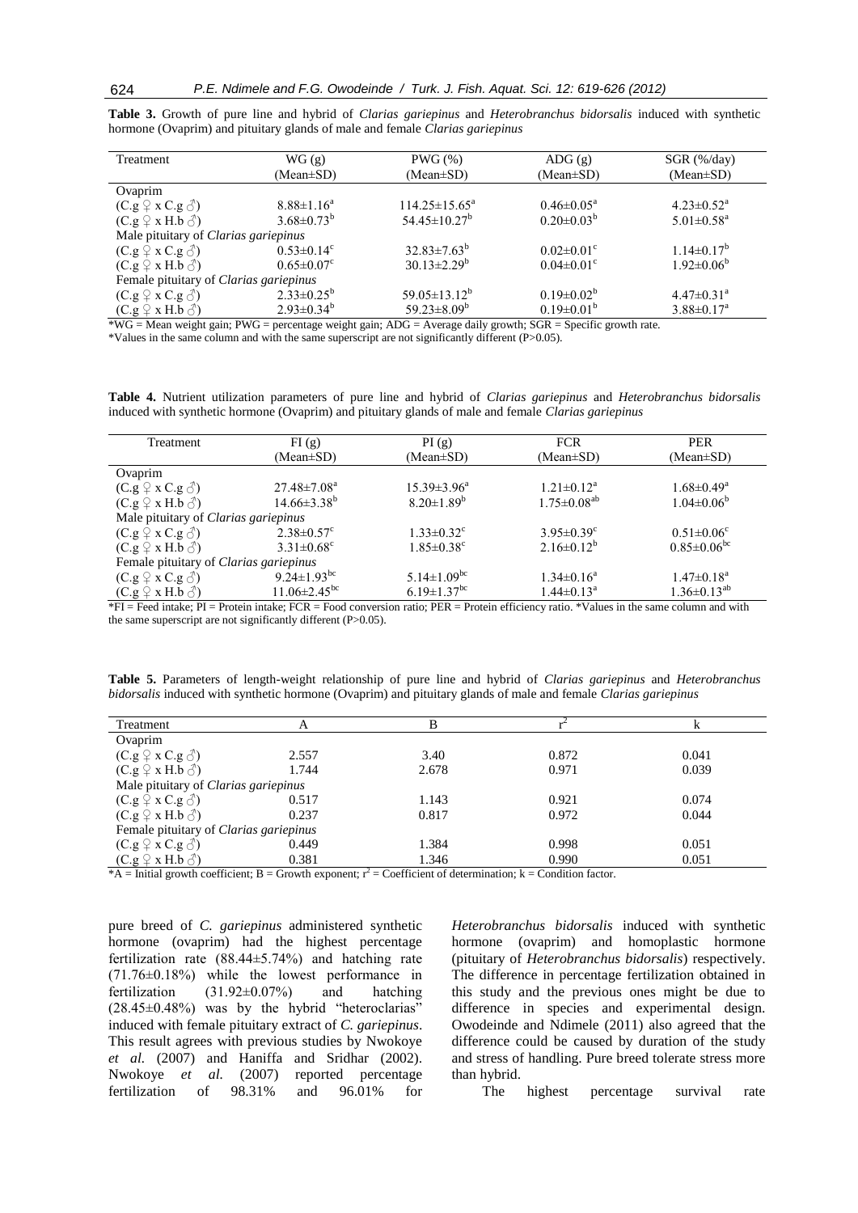**Table 3.** Growth of pure line and hybrid of *Clarias gariepinus* and *Heterobranchus bidorsalis* induced with synthetic hormone (Ovaprim) and pituitary glands of male and female *Clarias gariepinus*

| Treatment | WG (g) (Mean±SD) | PWG (%) (Mean±SD) | ADG (g) (Mean±SD) | SGR (%/day) (Mean±SD) |
|---|---|---|---|---|
| Ovaprim | | | | |
| (C.g ♀ x C.g ♂) | 8.88±1.16[a] | 114.25±15.65[a] | 0.46±0.05[a] | 4.23±0.52[a] |
| (C.g ♀ x H.b ♂) | 3.68±0.73[b] | 54.45±10.27[b] | 0.20±0.03[b] | 5.01±0.58[a] |
| Male pituitary of *Clarias gariepinus* | | | | |
| (C.g ♀ x C.g ♂) | 0.53±0.14[c] | 32.83±7.63[b] | 0.02±0.01[c] | 1.14±0.17[b] |
| (C.g ♀ x H.b ♂) | 0.65±0.07[c] | 30.13±2.29[b] | 0.04±0.01[c] | 1.92±0.06[b] |
| Female pituitary of *Clarias gariepinus* | | | | |
| (C.g ♀ x C.g ♂) | 2.33±0.25[b] | 59.05±13.12[b] | 0.19±0.02[b] | 4.47±0.31[a] |
| (C.g ♀ x H.b ♂) | 2.93±0.34[b] | 59.23±8.09[b] | 0.19±0.01[b] | 3.88±0.17[a] |

*WG = Mean weight gain; PWG = percentage weight gain; ADG = Average daily growth; SGR = Specific growth rate.
*Values in the same column and with the same superscript are not significantly different (P>0.05).

**Table 4.** Nutrient utilization parameters of pure line and hybrid of *Clarias gariepinus* and *Heterobranchus bidorsalis* induced with synthetic hormone (Ovaprim) and pituitary glands of male and female *Clarias gariepinus*

| Treatment | FI (g) (Mean±SD) | PI (g) (Mean±SD) | FCR (Mean±SD) | PER (Mean±SD) |
|---|---|---|---|---|
| Ovaprim | | | | |
| (C.g ♀ x C.g ♂) | 27.48±7.08[a] | 15.39±3.96[a] | 1.21±0.12[a] | 1.68±0.49[a] |
| (C.g ♀ x H.b ♂) | 14.66±3.38[b] | 8.20±1.89[b] | 1.75±0.08[ab] | 1.04±0.06[b] |
| Male pituitary of *Clarias gariepinus* | | | | |
| (C.g ♀ x C.g ♂) | 2.38±0.57[c] | 1.33±0.32[c] | 3.95±0.39[c] | 0.51±0.06[c] |
| (C.g ♀ x H.b ♂) | 3.31±0.68[c] | 1.85±0.38[c] | 2.16±0.12[b] | 0.85±0.06[bc] |
| Female pituitary of *Clarias gariepinus* | | | | |
| (C.g ♀ x C.g ♂) | 9.24±1.93[bc] | 5.14±1.09[bc] | 1.34±0.16[a] | 1.47±0.18[a] |
| (C.g ♀ x H.b ♂) | 11.06±2.45[bc] | 6.19±1.37[bc] | 1.44±0.13[a] | 1.36±0.13[ab] |

*FI = Feed intake; PI = Protein intake; FCR = Food conversion ratio; PER = Protein efficiency ratio. *Values in the same column and with the same superscript are not significantly different (P>0.05).

**Table 5.** Parameters of length-weight relationship of pure line and hybrid of *Clarias gariepinus* and *Heterobranchus bidorsalis* induced with synthetic hormone (Ovaprim) and pituitary glands of male and female *Clarias gariepinus*

| Treatment | A | B | $r^2$ | k |
|---|---|---|---|---|
| Ovaprim | | | | |
| (C.g ♀ x C.g ♂) | 2.557 | 3.40 | 0.872 | 0.041 |
| (C.g ♀ x H.b ♂) | 1.744 | 2.678 | 0.971 | 0.039 |
| Male pituitary of *Clarias gariepinus* | | | | |
| (C.g ♀ x C.g ♂) | 0.517 | 1.143 | 0.921 | 0.074 |
| (C.g ♀ x H.b ♂) | 0.237 | 0.817 | 0.972 | 0.044 |
| Female pituitary of *Clarias gariepinus* | | | | |
| (C.g ♀ x C.g ♂) | 0.449 | 1.384 | 0.998 | 0.051 |
| (C.g ♀ x H.b ♂) | 0.381 | 1.346 | 0.990 | 0.051 |

*A = Initial growth coefficient; B = Growth exponent; $r^2$ = Coefficient of determination; k = Condition factor.

pure breed of *C. gariepinus* administered synthetic hormone (ovaprim) had the highest percentage fertilization rate (88.44±5.74%) and hatching rate (71.76±0.18%) while the lowest performance in fertilization (31.92±0.07%) and hatching (28.45±0.48%) was by the hybrid "heteroclarias" induced with female pituitary extract of *C. gariepinus*. This result agrees with previous studies by Nwokoye *et al.* (2007) and Haniffa and Sridhar (2002). Nwokoye *et al.* (2007) reported percentage fertilization of 98.31% and 96.01% for *Heterobranchus bidorsalis* induced with synthetic hormone (ovaprim) and homoplastic hormone (pituitary of *Heterobranchus bidorsalis*) respectively. The difference in percentage fertilization obtained in this study and the previous ones might be due to difference in species and experimental design. Owodeinde and Ndimele (2011) also agreed that the difference could be caused by duration of the study and stress of handling. Pure breed tolerate stress more than hybrid.

The highest percentage survival rate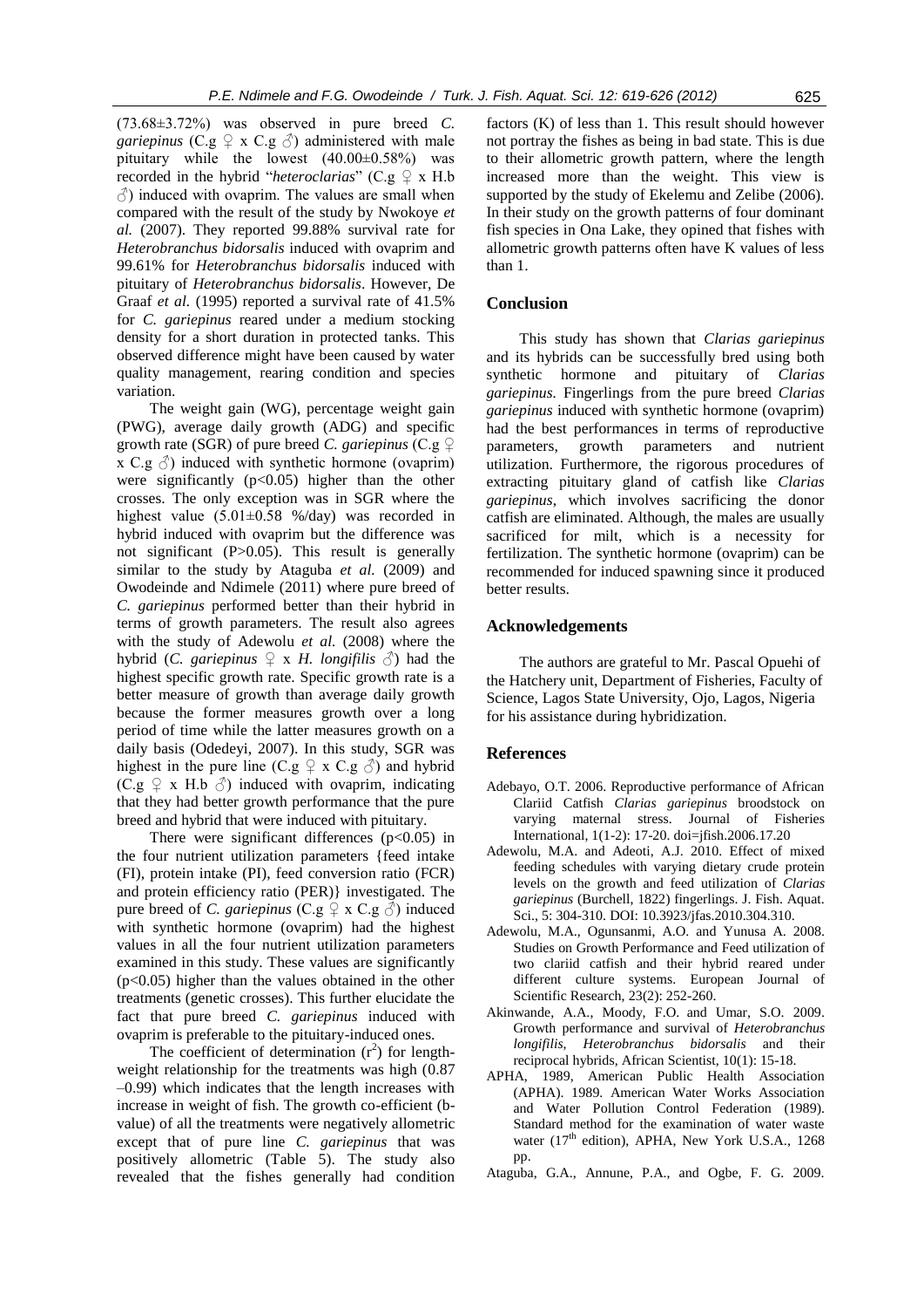(73.68±3.72%) was observed in pure breed *C. gariepinus* (C.g ♀ x C.g ♂) administered with male pituitary while the lowest (40.00±0.58%) was recorded in the hybrid "*heteroclarias*" (C.g ♀ x H.b ♂) induced with ovaprim. The values are small when compared with the result of the study by Nwokoye *et al.* (2007). They reported 99.88% survival rate for *Heterobranchus bidorsalis* induced with ovaprim and 99.61% for *Heterobranchus bidorsalis* induced with pituitary of *Heterobranchus bidorsalis*. However, De Graaf *et al.* (1995) reported a survival rate of 41.5% for *C. gariepinus* reared under a medium stocking density for a short duration in protected tanks. This observed difference might have been caused by water quality management, rearing condition and species variation.

The weight gain (WG), percentage weight gain (PWG), average daily growth (ADG) and specific growth rate (SGR) of pure breed *C. gariepinus* (C.g ♀ x C.g ♂) induced with synthetic hormone (ovaprim) were significantly ($p<0.05$) higher than the other crosses. The only exception was in SGR where the highest value (5.01±0.58 %/day) was recorded in hybrid induced with ovaprim but the difference was not significant ($P>0.05$). This result is generally similar to the study by Ataguba *et al.* (2009) and Owodeinde and Ndimele (2011) where pure breed of *C. gariepinus* performed better than their hybrid in terms of growth parameters. The result also agrees with the study of Adewolu *et al.* (2008) where the hybrid (*C. gariepinus* ♀ x *H. longifilis* ♂) had the highest specific growth rate. Specific growth rate is a better measure of growth than average daily growth because the former measures growth over a long period of time while the latter measures growth on a daily basis (Odedeyi, 2007). In this study, SGR was highest in the pure line (C.g ♀ x C.g ♂) and hybrid (C.g ♀ x H.b ♂) induced with ovaprim, indicating that they had better growth performance that the pure breed and hybrid that were induced with pituitary.

There were significant differences ($p<0.05$) in the four nutrient utilization parameters {feed intake (FI), protein intake (PI), feed conversion ratio (FCR) and protein efficiency ratio (PER)} investigated. The pure breed of *C. gariepinus* (C.g ♀ x C.g ♂) induced with synthetic hormone (ovaprim) had the highest values in all the four nutrient utilization parameters examined in this study. These values are significantly ($p<0.05$) higher than the values obtained in the other treatments (genetic crosses). This further elucidate the fact that pure breed *C. gariepinus* induced with ovaprim is preferable to the pituitary-induced ones.

The coefficient of determination ($r^2$) for length-weight relationship for the treatments was high (0.87 –0.99) which indicates that the length increases with increase in weight of fish. The growth co-efficient (b-value) of all the treatments were negatively allometric except that of pure line *C. gariepinus* that was positively allometric (Table 5). The study also revealed that the fishes generally had condition factors (K) of less than 1. This result should however not portray the fishes as being in bad state. This is due to their allometric growth pattern, where the length increased more than the weight. This view is supported by the study of Ekelemu and Zelibe (2006). In their study on the growth patterns of four dominant fish species in Ona Lake, they opined that fishes with allometric growth patterns often have K values of less than 1.

## Conclusion

This study has shown that *Clarias gariepinus* and its hybrids can be successfully bred using both synthetic hormone and pituitary of *Clarias gariepinus.* Fingerlings from the pure breed *Clarias gariepinus* induced with synthetic hormone (ovaprim) had the best performances in terms of reproductive parameters, growth parameters and nutrient utilization. Furthermore, the rigorous procedures of extracting pituitary gland of catfish like *Clarias gariepinus*, which involves sacrificing the donor catfish are eliminated. Although, the males are usually sacrificed for milt, which is a necessity for fertilization. The synthetic hormone (ovaprim) can be recommended for induced spawning since it produced better results.

## Acknowledgements

The authors are grateful to Mr. Pascal Opuehi of the Hatchery unit, Department of Fisheries, Faculty of Science, Lagos State University, Ojo, Lagos, Nigeria for his assistance during hybridization.

## References

Adebayo, O.T. 2006. Reproductive performance of African Clariid Catfish *Clarias gariepinus* broodstock on varying maternal stress. Journal of Fisheries International, 1(1-2): 17-20. doi=jfish.2006.17.20

Adewolu, M.A. and Adeoti, A.J. 2010. Effect of mixed feeding schedules with varying dietary crude protein levels on the growth and feed utilization of *Clarias gariepinus* (Burchell, 1822) fingerlings. J. Fish. Aquat. Sci., 5: 304-310. DOI: 10.3923/jfas.2010.304.310.

Adewolu, M.A., Ogunsanmi, A.O. and Yunusa A. 2008. Studies on Growth Performance and Feed utilization of two clariid catfish and their hybrid reared under different culture systems. European Journal of Scientific Research, 23(2): 252-260.

Akinwande, A.A., Moody, F.O. and Umar, S.O. 2009. Growth performance and survival of *Heterobranchus longifilis*, *Heterobranchus bidorsalis* and their reciprocal hybrids, African Scientist, 10(1): 15-18.

APHA, 1989, American Public Health Association (APHA). 1989. American Water Works Association and Water Pollution Control Federation (1989). Standard method for the examination of water waste water (17th edition), APHA, New York U.S.A., 1268 pp.

Ataguba, G.A., Annune, P.A., and Ogbe, F. G. 2009.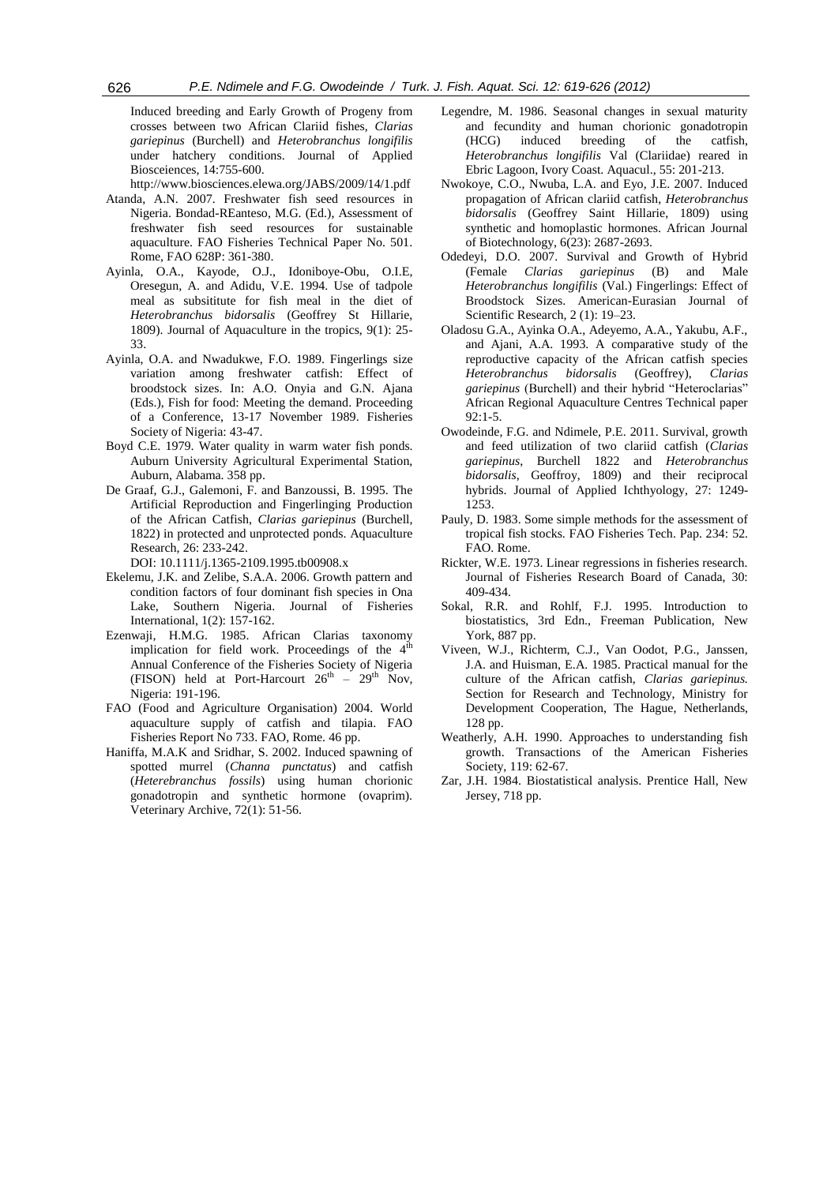Induced breeding and Early Growth of Progeny from crosses between two African Clariid fishes, *Clarias gariepinus* (Burchell) and *Heterobranchus longifilis* under hatchery conditions. Journal of Applied Bioscelences, 14:755-600. http://www.biosciences.elewa.org/JABS/2009/14/1.pdf

Atanda, A.N. 2007. Freshwater fish seed resources in Nigeria. Bondad-REanteso, M.G. (Ed.), Assessment of freshwater fish seed resources for sustainable aquaculture. FAO Fisheries Technical Paper No. 501. Rome, FAO 628P: 361-380.

Ayinla, O.A., Kayode, O.J., Idoniboye-Obu, O.I.E, Oresegun, A. and Adidu, V.E. 1994. Use of tadpole meal as subsititute for fish meal in the diet of *Heterobranchus bidorsalis* (Geoffrey St Hillarie, 1809). Journal of Aquaculture in the tropics, 9(1): 25-33.

Ayinla, O.A. and Nwadukwe, F.O. 1989. Fingerlings size variation among freshwater catfish: Effect of broodstock sizes. In: A.O. Onyia and G.N. Ajana (Eds.), Fish for food: Meeting the demand. Proceeding of a Conference, 13-17 November 1989. Fisheries Society of Nigeria: 43-47.

Boyd C.E. 1979. Water quality in warm water fish ponds. Auburn University Agricultural Experimental Station, Auburn, Alabama. 358 pp.

De Graaf, G.J., Galemoni, F. and Banzoussi, B. 1995. The Artificial Reproduction and Fingerlinging Production of the African Catfish, *Clarias gariepinus* (Burchell, 1822) in protected and unprotected ponds. Aquaculture Research, 26: 233-242. DOI: 10.1111/j.1365-2109.1995.tb00908.x

Ekelemu, J.K. and Zelibe, S.A.A. 2006. Growth pattern and condition factors of four dominant fish species in Ona Lake, Southern Nigeria. Journal of Fisheries International, 1(2): 157-162.

Ezenwaji, H.M.G. 1985. African Clarias taxonomy implication for field work. Proceedings of the 4th Annual Conference of the Fisheries Society of Nigeria (FISON) held at Port-Harcourt 26th – 29th Nov, Nigeria: 191-196.

FAO (Food and Agriculture Organisation) 2004. World aquaculture supply of catfish and tilapia. FAO Fisheries Report No 733. FAO, Rome. 46 pp.

Haniffa, M.A.K and Sridhar, S. 2002. Induced spawning of spotted murrel (*Channa punctatus*) and catfish (*Heterebranchus fossils*) using human chorionic gonadotropin and synthetic hormone (ovaprim). Veterinary Archive, 72(1): 51-56.

Legendre, M. 1986. Seasonal changes in sexual maturity and fecundity and human chorionic gonadotropin (HCG) induced breeding of the catfish, *Heterobranchus longifilis* Val (Clariidae) reared in Ebric Lagoon, Ivory Coast. Aquacul., 55: 201-213.

Nwokoye, C.O., Nwuba, L.A. and Eyo, J.E. 2007. Induced propagation of African clariid catfish, *Heterobranchus bidorsalis* (Geoffrey Saint Hillarie, 1809) using synthetic and homoplastic hormones. African Journal of Biotechnology, 6(23): 2687-2693.

Odedeyi, D.O. 2007. Survival and Growth of Hybrid (Female *Clarias gariepinus* (B) and Male *Heterobranchus longifilis* (Val.) Fingerlings: Effect of Broodstock Sizes. American-Eurasian Journal of Scientific Research, 2 (1): 19–23.

Oladosu G.A., Ayinka O.A., Adeyemo, A.A., Yakubu, A.F., and Ajani, A.A. 1993. A comparative study of the reproductive capacity of the African catfish species *Heterobranchus bidorsalis* (Geoffrey), *Clarias gariepinus* (Burchell) and their hybrid "Heteroclarias" African Regional Aquaculture Centres Technical paper 92:1-5.

Owodeinde, F.G. and Ndimele, P.E. 2011. Survival, growth and feed utilization of two clariid catfish (*Clarias gariepinus*, Burchell 1822 and *Heterobranchus bidorsalis*, Geoffroy, 1809) and their reciprocal hybrids. Journal of Applied Ichthyology, 27: 1249-1253.

Pauly, D. 1983. Some simple methods for the assessment of tropical fish stocks. FAO Fisheries Tech. Pap. 234: 52. FAO. Rome.

Rickter, W.E. 1973. Linear regressions in fisheries research. Journal of Fisheries Research Board of Canada, 30: 409-434.

Sokal, R.R. and Rohlf, F.J. 1995. Introduction to biostatistics, 3rd Edn., Freeman Publication, New York, 887 pp.

Viveen, W.J., Richterm, C.J., Van Oodot, P.G., Janssen, J.A. and Huisman, E.A. 1985. Practical manual for the culture of the African catfish, *Clarias gariepinus.* Section for Research and Technology, Ministry for Development Cooperation, The Hague, Netherlands, 128 pp.

Weatherly, A.H. 1990. Approaches to understanding fish growth. Transactions of the American Fisheries Society, 119: 62-67.

Zar, J.H. 1984. Biostatistical analysis. Prentice Hall, New Jersey, 718 pp.